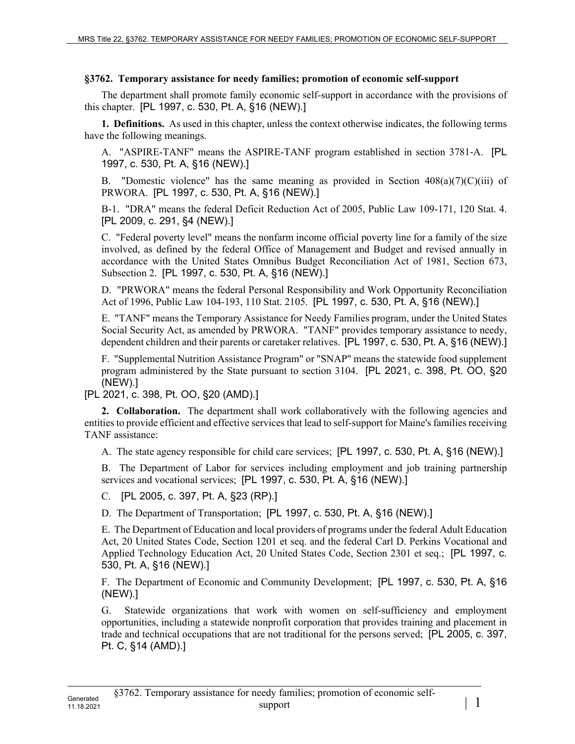## §3762. Temporary assistance for needy families; promotion of economic self-support

The department shall promote family economic self-support in accordance with the provisions of this chapter. [PL 1997, c. 530, Pt. A, §16 (NEW).]

**1. Definitions.** As used in this chapter, unless the context otherwise indicates, the following terms have the following meanings.

A. "ASPIRE-TANF" means the ASPIRE-TANF program established in section 3781-A. [PL 1997, c. 530, Pt. A, §16 (NEW).]

B. "Domestic violence" has the same meaning as provided in Section 408(a)(7)(C)(iii) of PRWORA. [PL 1997, c. 530, Pt. A, §16 (NEW).]

B-1. "DRA" means the federal Deficit Reduction Act of 2005, Public Law 109-171, 120 Stat. 4. [PL 2009, c. 291, §4 (NEW).]

C. "Federal poverty level" means the nonfarm income official poverty line for a family of the size involved, as defined by the federal Office of Management and Budget and revised annually in accordance with the United States Omnibus Budget Reconciliation Act of 1981, Section 673, Subsection 2. [PL 1997, c. 530, Pt. A, §16 (NEW).]

D. "PRWORA" means the federal Personal Responsibility and Work Opportunity Reconciliation Act of 1996, Public Law 104-193, 110 Stat. 2105. [PL 1997, c. 530, Pt. A, §16 (NEW).]

E. "TANF" means the Temporary Assistance for Needy Families program, under the United States Social Security Act, as amended by PRWORA. "TANF" provides temporary assistance to needy, dependent children and their parents or caretaker relatives. [PL 1997, c. 530, Pt. A, §16 (NEW).]

F. "Supplemental Nutrition Assistance Program" or "SNAP" means the statewide food supplement program administered by the State pursuant to section 3104. [PL 2021, c. 398, Pt. OO, §20 (NEW).]

[PL 2021, c. 398, Pt. OO, §20 (AMD).]

**2. Collaboration.** The department shall work collaboratively with the following agencies and entities to provide efficient and effective services that lead to self-support for Maine's families receiving TANF assistance:

A. The state agency responsible for child care services; [PL 1997, c. 530, Pt. A, §16 (NEW).]

B. The Department of Labor for services including employment and job training partnership services and vocational services; [PL 1997, c. 530, Pt. A, §16 (NEW).]

C. [PL 2005, c. 397, Pt. A, §23 (RP).]

D. The Department of Transportation; [PL 1997, c. 530, Pt. A, §16 (NEW).]

E. The Department of Education and local providers of programs under the federal Adult Education Act, 20 United States Code, Section 1201 et seq. and the federal Carl D. Perkins Vocational and Applied Technology Education Act, 20 United States Code, Section 2301 et seq.; [PL 1997, c. 530, Pt. A, §16 (NEW).]

F. The Department of Economic and Community Development; [PL 1997, c. 530, Pt. A, §16 (NEW).]

G. Statewide organizations that work with women on self-sufficiency and employment opportunities, including a statewide nonprofit corporation that provides training and placement in trade and technical occupations that are not traditional for the persons served; [PL 2005, c. 397, Pt. C, §14 (AMD).]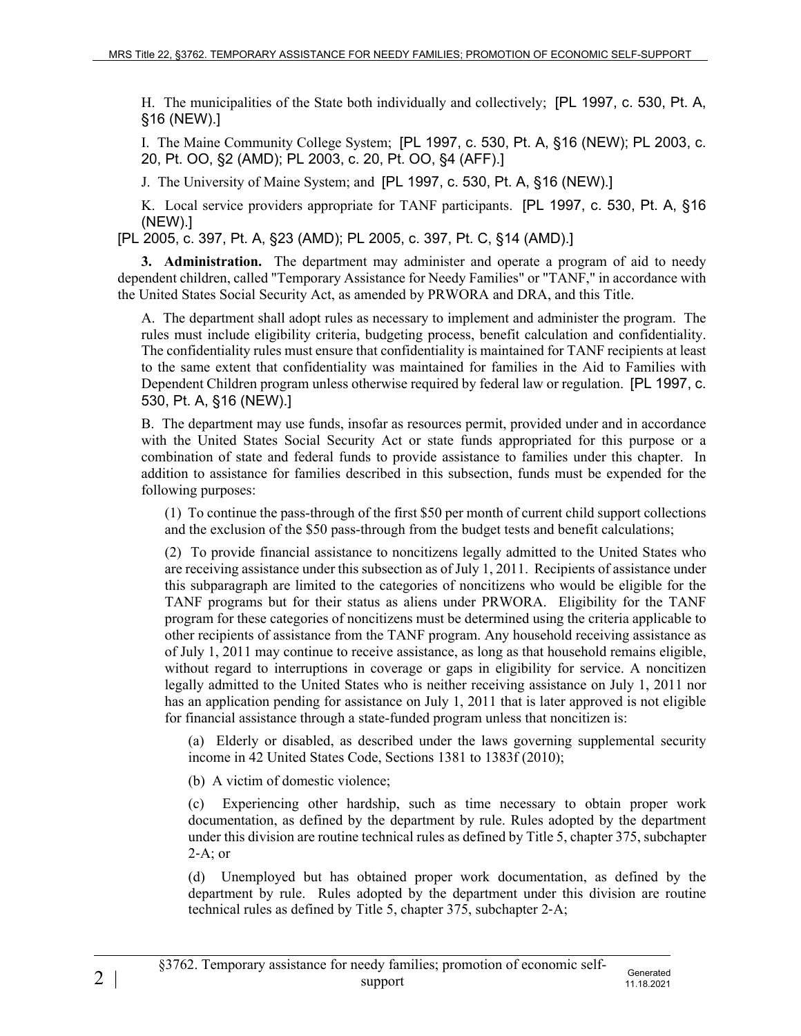H. The municipalities of the State both individually and collectively; [PL 1997, c. 530, Pt. A, §16 (NEW).]

I. The Maine Community College System; [PL 1997, c. 530, Pt. A, §16 (NEW); PL 2003, c. 20, Pt. OO, §2 (AMD); PL 2003, c. 20, Pt. OO, §4 (AFF).]

J. The University of Maine System; and [PL 1997, c. 530, Pt. A, §16 (NEW).]

K. Local service providers appropriate for TANF participants. [PL 1997, c. 530, Pt. A, §16 (NEW).]

[PL 2005, c. 397, Pt. A, §23 (AMD); PL 2005, c. 397, Pt. C, §14 (AMD).]

**3. Administration.** The department may administer and operate a program of aid to needy dependent children, called "Temporary Assistance for Needy Families" or "TANF," in accordance with the United States Social Security Act, as amended by PRWORA and DRA, and this Title.

A. The department shall adopt rules as necessary to implement and administer the program. The rules must include eligibility criteria, budgeting process, benefit calculation and confidentiality. The confidentiality rules must ensure that confidentiality is maintained for TANF recipients at least to the same extent that confidentiality was maintained for families in the Aid to Families with Dependent Children program unless otherwise required by federal law or regulation. [PL 1997, c. 530, Pt. A, §16 (NEW).]

B. The department may use funds, insofar as resources permit, provided under and in accordance with the United States Social Security Act or state funds appropriated for this purpose or a combination of state and federal funds to provide assistance to families under this chapter. In addition to assistance for families described in this subsection, funds must be expended for the following purposes:

(1) To continue the pass-through of the first $50 per month of current child support collections and the exclusion of the $50 pass-through from the budget tests and benefit calculations;

(2) To provide financial assistance to noncitizens legally admitted to the United States who are receiving assistance under this subsection as of July 1, 2011. Recipients of assistance under this subparagraph are limited to the categories of noncitizens who would be eligible for the TANF programs but for their status as aliens under PRWORA. Eligibility for the TANF program for these categories of noncitizens must be determined using the criteria applicable to other recipients of assistance from the TANF program. Any household receiving assistance as of July 1, 2011 may continue to receive assistance, as long as that household remains eligible, without regard to interruptions in coverage or gaps in eligibility for service. A noncitizen legally admitted to the United States who is neither receiving assistance on July 1, 2011 nor has an application pending for assistance on July 1, 2011 that is later approved is not eligible for financial assistance through a state-funded program unless that noncitizen is:

(a) Elderly or disabled, as described under the laws governing supplemental security income in 42 United States Code, Sections 1381 to 1383f (2010);

(b) A victim of domestic violence;

(c) Experiencing other hardship, such as time necessary to obtain proper work documentation, as defined by the department by rule. Rules adopted by the department under this division are routine technical rules as defined by Title 5, chapter 375, subchapter 2-A; or

(d) Unemployed but has obtained proper work documentation, as defined by the department by rule. Rules adopted by the department under this division are routine technical rules as defined by Title 5, chapter 375, subchapter 2-A;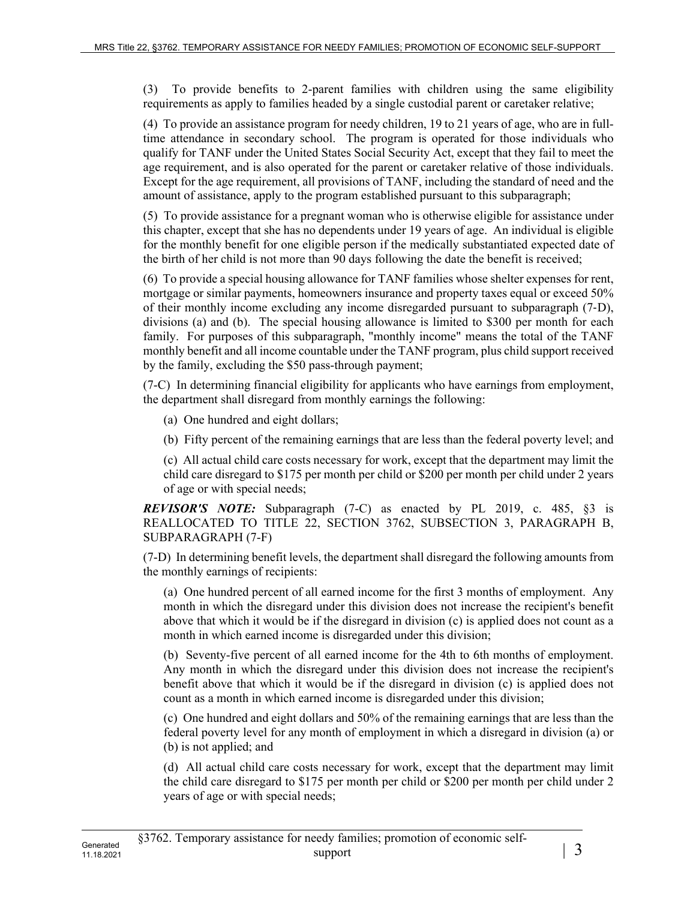(3) To provide benefits to 2-parent families with children using the same eligibility requirements as apply to families headed by a single custodial parent or caretaker relative;

(4) To provide an assistance program for needy children, 19 to 21 years of age, who are in full-time attendance in secondary school. The program is operated for those individuals who qualify for TANF under the United States Social Security Act, except that they fail to meet the age requirement, and is also operated for the parent or caretaker relative of those individuals. Except for the age requirement, all provisions of TANF, including the standard of need and the amount of assistance, apply to the program established pursuant to this subparagraph;

(5) To provide assistance for a pregnant woman who is otherwise eligible for assistance under this chapter, except that she has no dependents under 19 years of age. An individual is eligible for the monthly benefit for one eligible person if the medically substantiated expected date of the birth of her child is not more than 90 days following the date the benefit is received;

(6) To provide a special housing allowance for TANF families whose shelter expenses for rent, mortgage or similar payments, homeowners insurance and property taxes equal or exceed 50% of their monthly income excluding any income disregarded pursuant to subparagraph (7-D), divisions (a) and (b). The special housing allowance is limited to $300 per month for each family. For purposes of this subparagraph, "monthly income" means the total of the TANF monthly benefit and all income countable under the TANF program, plus child support received by the family, excluding the $50 pass-through payment;

(7-C) In determining financial eligibility for applicants who have earnings from employment, the department shall disregard from monthly earnings the following:

(a) One hundred and eight dollars;

(b) Fifty percent of the remaining earnings that are less than the federal poverty level; and

(c) All actual child care costs necessary for work, except that the department may limit the child care disregard to $175 per month per child or $200 per month per child under 2 years of age or with special needs;

***REVISOR'S NOTE:*** Subparagraph (7-C) as enacted by PL 2019, c. 485, §3 is REALLOCATED TO TITLE 22, SECTION 3762, SUBSECTION 3, PARAGRAPH B, SUBPARAGRAPH (7-F)

(7-D) In determining benefit levels, the department shall disregard the following amounts from the monthly earnings of recipients:

(a) One hundred percent of all earned income for the first 3 months of employment. Any month in which the disregard under this division does not increase the recipient's benefit above that which it would be if the disregard in division (c) is applied does not count as a month in which earned income is disregarded under this division;

(b) Seventy-five percent of all earned income for the 4th to 6th months of employment. Any month in which the disregard under this division does not increase the recipient's benefit above that which it would be if the disregard in division (c) is applied does not count as a month in which earned income is disregarded under this division;

(c) One hundred and eight dollars and 50% of the remaining earnings that are less than the federal poverty level for any month of employment in which a disregard in division (a) or (b) is not applied; and

(d) All actual child care costs necessary for work, except that the department may limit the child care disregard to $175 per month per child or $200 per month per child under 2 years of age or with special needs;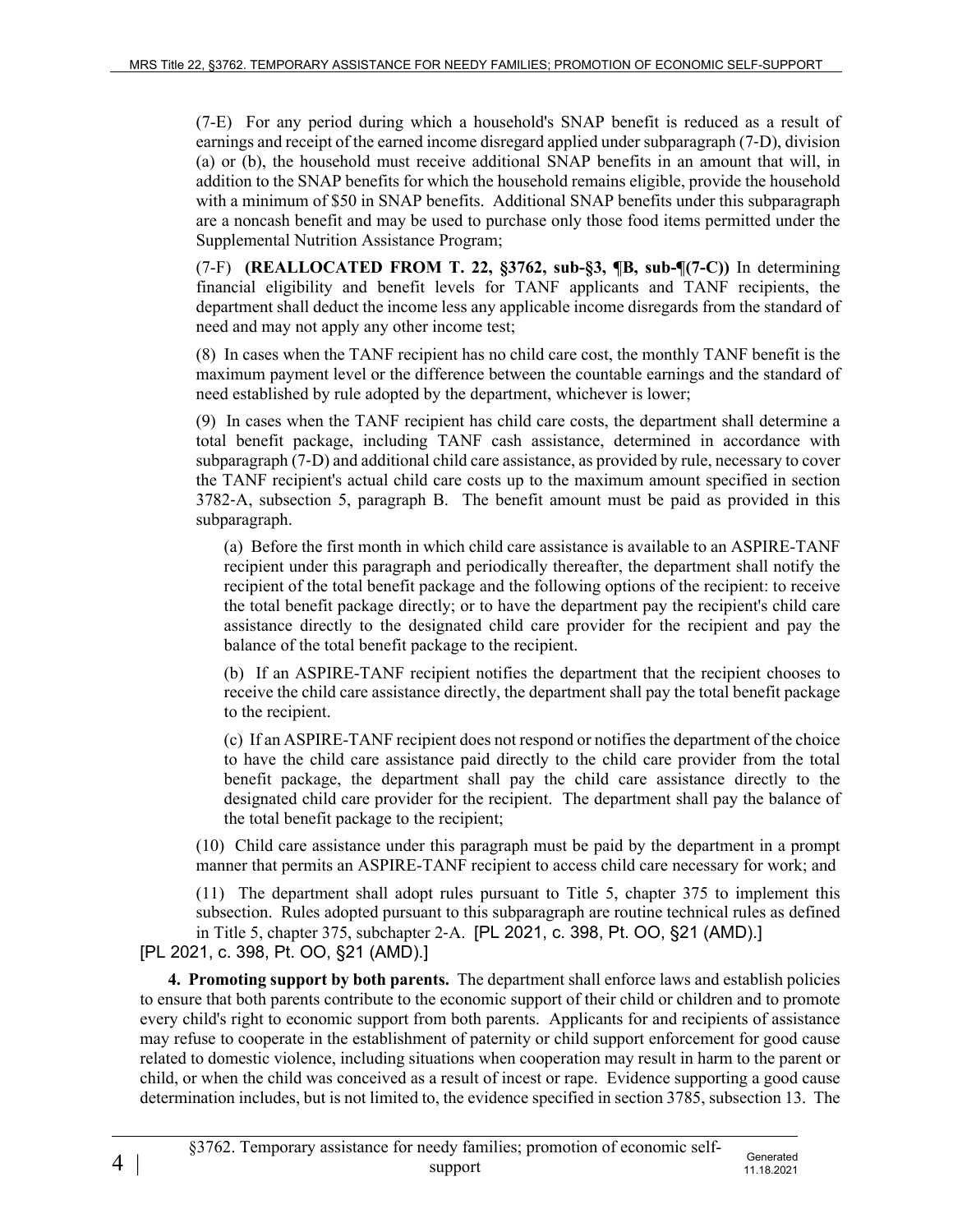(7-E) For any period during which a household's SNAP benefit is reduced as a result of earnings and receipt of the earned income disregard applied under subparagraph (7-D), division (a) or (b), the household must receive additional SNAP benefits in an amount that will, in addition to the SNAP benefits for which the household remains eligible, provide the household with a minimum of $50 in SNAP benefits. Additional SNAP benefits under this subparagraph are a noncash benefit and may be used to purchase only those food items permitted under the Supplemental Nutrition Assistance Program;

(7-F) **(REALLOCATED FROM T. 22, §3762, sub-§3, ¶B, sub-¶(7-C))** In determining financial eligibility and benefit levels for TANF applicants and TANF recipients, the department shall deduct the income less any applicable income disregards from the standard of need and may not apply any other income test;

(8) In cases when the TANF recipient has no child care cost, the monthly TANF benefit is the maximum payment level or the difference between the countable earnings and the standard of need established by rule adopted by the department, whichever is lower;

(9) In cases when the TANF recipient has child care costs, the department shall determine a total benefit package, including TANF cash assistance, determined in accordance with subparagraph (7-D) and additional child care assistance, as provided by rule, necessary to cover the TANF recipient's actual child care costs up to the maximum amount specified in section 3782-A, subsection 5, paragraph B. The benefit amount must be paid as provided in this subparagraph.

(a) Before the first month in which child care assistance is available to an ASPIRE-TANF recipient under this paragraph and periodically thereafter, the department shall notify the recipient of the total benefit package and the following options of the recipient: to receive the total benefit package directly; or to have the department pay the recipient's child care assistance directly to the designated child care provider for the recipient and pay the balance of the total benefit package to the recipient.

(b) If an ASPIRE-TANF recipient notifies the department that the recipient chooses to receive the child care assistance directly, the department shall pay the total benefit package to the recipient.

(c) If an ASPIRE-TANF recipient does not respond or notifies the department of the choice to have the child care assistance paid directly to the child care provider from the total benefit package, the department shall pay the child care assistance directly to the designated child care provider for the recipient. The department shall pay the balance of the total benefit package to the recipient;

(10) Child care assistance under this paragraph must be paid by the department in a prompt manner that permits an ASPIRE-TANF recipient to access child care necessary for work; and

(11) The department shall adopt rules pursuant to Title 5, chapter 375 to implement this subsection. Rules adopted pursuant to this subparagraph are routine technical rules as defined in Title 5, chapter 375, subchapter 2-A. [PL 2021, c. 398, Pt. OO, §21 (AMD).]

[PL 2021, c. 398, Pt. OO, §21 (AMD).]

**4. Promoting support by both parents.** The department shall enforce laws and establish policies to ensure that both parents contribute to the economic support of their child or children and to promote every child's right to economic support from both parents. Applicants for and recipients of assistance may refuse to cooperate in the establishment of paternity or child support enforcement for good cause related to domestic violence, including situations when cooperation may result in harm to the parent or child, or when the child was conceived as a result of incest or rape. Evidence supporting a good cause determination includes, but is not limited to, the evidence specified in section 3785, subsection 13. The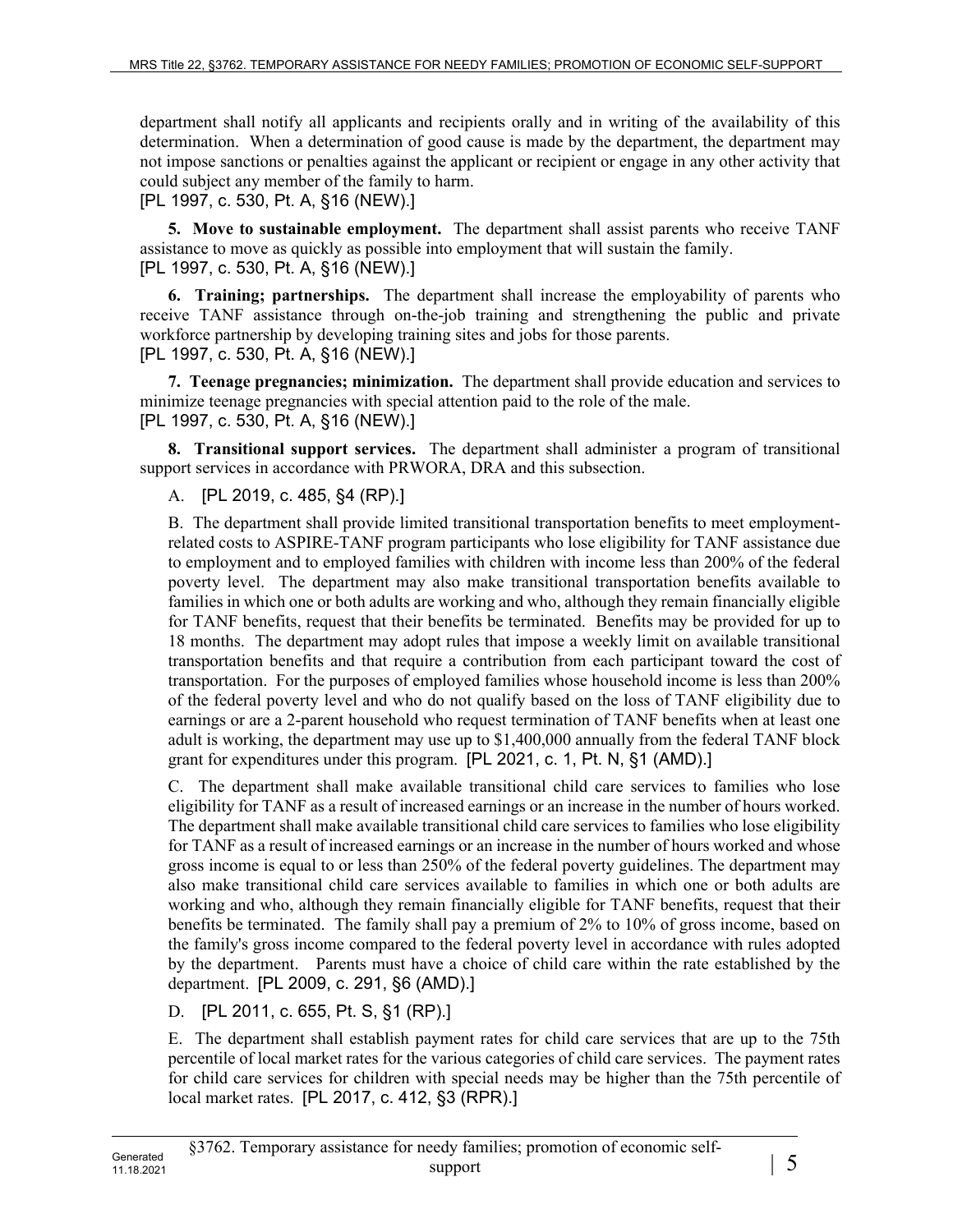department shall notify all applicants and recipients orally and in writing of the availability of this determination. When a determination of good cause is made by the department, the department may not impose sanctions or penalties against the applicant or recipient or engage in any other activity that could subject any member of the family to harm.
[PL 1997, c. 530, Pt. A, §16 (NEW).]

**5. Move to sustainable employment.** The department shall assist parents who receive TANF assistance to move as quickly as possible into employment that will sustain the family.
[PL 1997, c. 530, Pt. A, §16 (NEW).]

**6. Training; partnerships.** The department shall increase the employability of parents who receive TANF assistance through on-the-job training and strengthening the public and private workforce partnership by developing training sites and jobs for those parents.
[PL 1997, c. 530, Pt. A, §16 (NEW).]

**7. Teenage pregnancies; minimization.** The department shall provide education and services to minimize teenage pregnancies with special attention paid to the role of the male.
[PL 1997, c. 530, Pt. A, §16 (NEW).]

**8. Transitional support services.** The department shall administer a program of transitional support services in accordance with PRWORA, DRA and this subsection.

A. [PL 2019, c. 485, §4 (RP).]

B. The department shall provide limited transitional transportation benefits to meet employment-related costs to ASPIRE-TANF program participants who lose eligibility for TANF assistance due to employment and to employed families with children with income less than 200% of the federal poverty level. The department may also make transitional transportation benefits available to families in which one or both adults are working and who, although they remain financially eligible for TANF benefits, request that their benefits be terminated. Benefits may be provided for up to 18 months. The department may adopt rules that impose a weekly limit on available transitional transportation benefits and that require a contribution from each participant toward the cost of transportation. For the purposes of employed families whose household income is less than 200% of the federal poverty level and who do not qualify based on the loss of TANF eligibility due to earnings or are a 2-parent household who request termination of TANF benefits when at least one adult is working, the department may use up to $1,400,000 annually from the federal TANF block grant for expenditures under this program. [PL 2021, c. 1, Pt. N, §1 (AMD).]

C. The department shall make available transitional child care services to families who lose eligibility for TANF as a result of increased earnings or an increase in the number of hours worked. The department shall make available transitional child care services to families who lose eligibility for TANF as a result of increased earnings or an increase in the number of hours worked and whose gross income is equal to or less than 250% of the federal poverty guidelines. The department may also make transitional child care services available to families in which one or both adults are working and who, although they remain financially eligible for TANF benefits, request that their benefits be terminated. The family shall pay a premium of 2% to 10% of gross income, based on the family's gross income compared to the federal poverty level in accordance with rules adopted by the department. Parents must have a choice of child care within the rate established by the department. [PL 2009, c. 291, §6 (AMD).]

D. [PL 2011, c. 655, Pt. S, §1 (RP).]

E. The department shall establish payment rates for child care services that are up to the 75th percentile of local market rates for the various categories of child care services. The payment rates for child care services for children with special needs may be higher than the 75th percentile of local market rates. [PL 2017, c. 412, §3 (RPR).]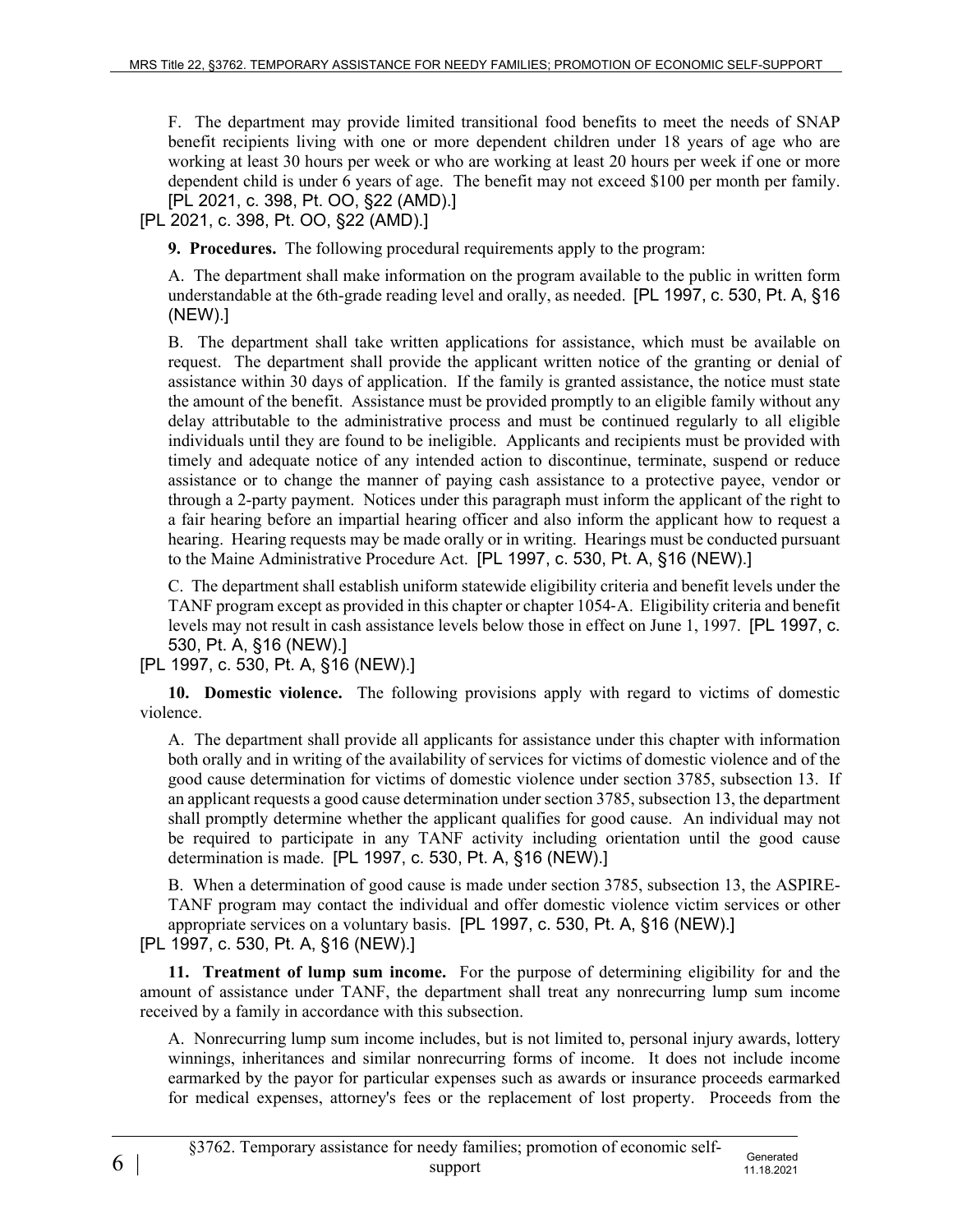F. The department may provide limited transitional food benefits to meet the needs of SNAP benefit recipients living with one or more dependent children under 18 years of age who are working at least 30 hours per week or who are working at least 20 hours per week if one or more dependent child is under 6 years of age. The benefit may not exceed $100 per month per family. [PL 2021, c. 398, Pt. OO, §22 (AMD).]

[PL 2021, c. 398, Pt. OO, §22 (AMD).]

**9. Procedures.** The following procedural requirements apply to the program:

A. The department shall make information on the program available to the public in written form understandable at the 6th-grade reading level and orally, as needed. [PL 1997, c. 530, Pt. A, §16 (NEW).]

B. The department shall take written applications for assistance, which must be available on request. The department shall provide the applicant written notice of the granting or denial of assistance within 30 days of application. If the family is granted assistance, the notice must state the amount of the benefit. Assistance must be provided promptly to an eligible family without any delay attributable to the administrative process and must be continued regularly to all eligible individuals until they are found to be ineligible. Applicants and recipients must be provided with timely and adequate notice of any intended action to discontinue, terminate, suspend or reduce assistance or to change the manner of paying cash assistance to a protective payee, vendor or through a 2-party payment. Notices under this paragraph must inform the applicant of the right to a fair hearing before an impartial hearing officer and also inform the applicant how to request a hearing. Hearing requests may be made orally or in writing. Hearings must be conducted pursuant to the Maine Administrative Procedure Act. [PL 1997, c. 530, Pt. A, §16 (NEW).]

C. The department shall establish uniform statewide eligibility criteria and benefit levels under the TANF program except as provided in this chapter or chapter 1054-A. Eligibility criteria and benefit levels may not result in cash assistance levels below those in effect on June 1, 1997. [PL 1997, c. 530, Pt. A, §16 (NEW).]

[PL 1997, c. 530, Pt. A, §16 (NEW).]

**10. Domestic violence.** The following provisions apply with regard to victims of domestic violence.

A. The department shall provide all applicants for assistance under this chapter with information both orally and in writing of the availability of services for victims of domestic violence and of the good cause determination for victims of domestic violence under section 3785, subsection 13. If an applicant requests a good cause determination under section 3785, subsection 13, the department shall promptly determine whether the applicant qualifies for good cause. An individual may not be required to participate in any TANF activity including orientation until the good cause determination is made. [PL 1997, c. 530, Pt. A, §16 (NEW).]

B. When a determination of good cause is made under section 3785, subsection 13, the ASPIRE-TANF program may contact the individual and offer domestic violence victim services or other appropriate services on a voluntary basis. [PL 1997, c. 530, Pt. A, §16 (NEW).]

[PL 1997, c. 530, Pt. A, §16 (NEW).]

**11. Treatment of lump sum income.** For the purpose of determining eligibility for and the amount of assistance under TANF, the department shall treat any nonrecurring lump sum income received by a family in accordance with this subsection.

A. Nonrecurring lump sum income includes, but is not limited to, personal injury awards, lottery winnings, inheritances and similar nonrecurring forms of income. It does not include income earmarked by the payor for particular expenses such as awards or insurance proceeds earmarked for medical expenses, attorney's fees or the replacement of lost property. Proceeds from the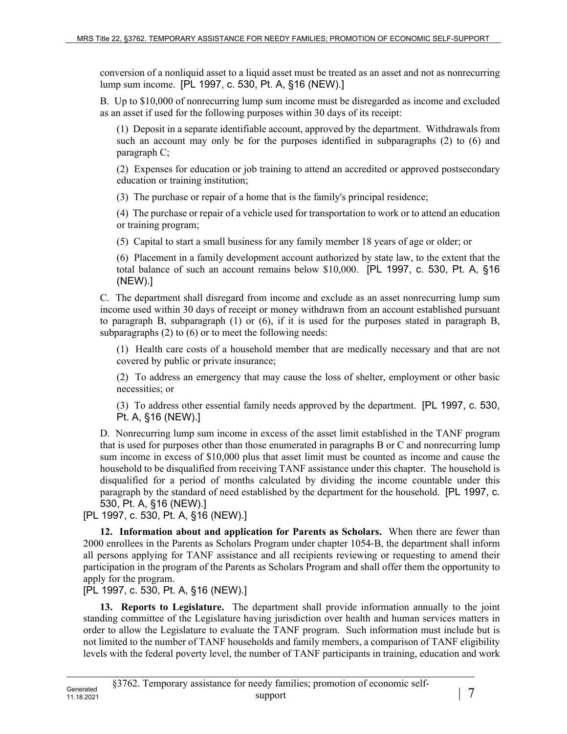conversion of a nonliquid asset to a liquid asset must be treated as an asset and not as nonrecurring lump sum income. [PL 1997, c. 530, Pt. A, §16 (NEW).]

B. Up to $10,000 of nonrecurring lump sum income must be disregarded as income and excluded as an asset if used for the following purposes within 30 days of its receipt:

(1) Deposit in a separate identifiable account, approved by the department. Withdrawals from such an account may only be for the purposes identified in subparagraphs (2) to (6) and paragraph C;

(2) Expenses for education or job training to attend an accredited or approved postsecondary education or training institution;

(3) The purchase or repair of a home that is the family's principal residence;

(4) The purchase or repair of a vehicle used for transportation to work or to attend an education or training program;

(5) Capital to start a small business for any family member 18 years of age or older; or

(6) Placement in a family development account authorized by state law, to the extent that the total balance of such an account remains below $10,000. [PL 1997, c. 530, Pt. A, §16 (NEW).]

C. The department shall disregard from income and exclude as an asset nonrecurring lump sum income used within 30 days of receipt or money withdrawn from an account established pursuant to paragraph B, subparagraph (1) or (6), if it is used for the purposes stated in paragraph B, subparagraphs (2) to (6) or to meet the following needs:

(1) Health care costs of a household member that are medically necessary and that are not covered by public or private insurance;

(2) To address an emergency that may cause the loss of shelter, employment or other basic necessities; or

(3) To address other essential family needs approved by the department. [PL 1997, c. 530, Pt. A, §16 (NEW).]

D. Nonrecurring lump sum income in excess of the asset limit established in the TANF program that is used for purposes other than those enumerated in paragraphs B or C and nonrecurring lump sum income in excess of $10,000 plus that asset limit must be counted as income and cause the household to be disqualified from receiving TANF assistance under this chapter. The household is disqualified for a period of months calculated by dividing the income countable under this paragraph by the standard of need established by the department for the household. [PL 1997, c. 530, Pt. A, §16 (NEW).]

[PL 1997, c. 530, Pt. A, §16 (NEW).]

**12. Information about and application for Parents as Scholars.** When there are fewer than 2000 enrollees in the Parents as Scholars Program under chapter 1054-B, the department shall inform all persons applying for TANF assistance and all recipients reviewing or requesting to amend their participation in the program of the Parents as Scholars Program and shall offer them the opportunity to apply for the program.

[PL 1997, c. 530, Pt. A, §16 (NEW).]

**13. Reports to Legislature.** The department shall provide information annually to the joint standing committee of the Legislature having jurisdiction over health and human services matters in order to allow the Legislature to evaluate the TANF program. Such information must include but is not limited to the number of TANF households and family members, a comparison of TANF eligibility levels with the federal poverty level, the number of TANF participants in training, education and work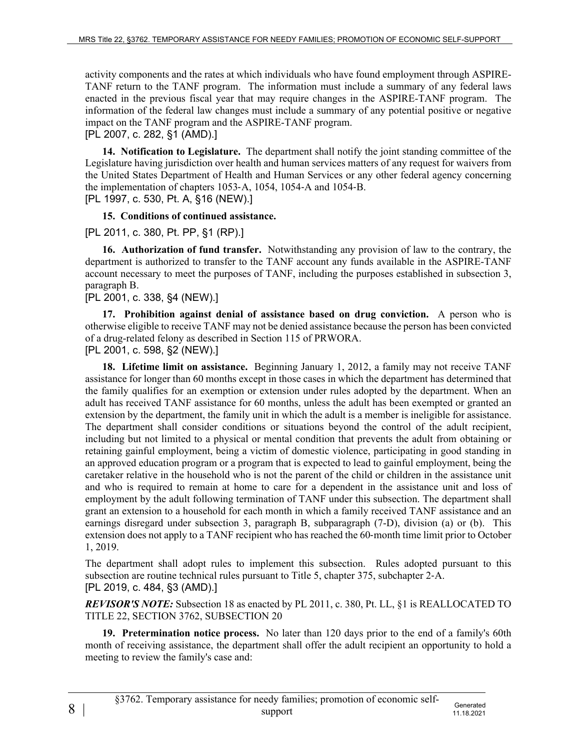activity components and the rates at which individuals who have found employment through ASPIRE-TANF return to the TANF program. The information must include a summary of any federal laws enacted in the previous fiscal year that may require changes in the ASPIRE-TANF program. The information of the federal law changes must include a summary of any potential positive or negative impact on the TANF program and the ASPIRE-TANF program.

[PL 2007, c. 282, §1 (AMD).]

**14. Notification to Legislature.** The department shall notify the joint standing committee of the Legislature having jurisdiction over health and human services matters of any request for waivers from the United States Department of Health and Human Services or any other federal agency concerning the implementation of chapters 1053-A, 1054, 1054-A and 1054-B.

[PL 1997, c. 530, Pt. A, §16 (NEW).]

**15. Conditions of continued assistance.**

[PL 2011, c. 380, Pt. PP, §1 (RP).]

**16. Authorization of fund transfer.** Notwithstanding any provision of law to the contrary, the department is authorized to transfer to the TANF account any funds available in the ASPIRE-TANF account necessary to meet the purposes of TANF, including the purposes established in subsection 3, paragraph B.

[PL 2001, c. 338, §4 (NEW).]

**17. Prohibition against denial of assistance based on drug conviction.** A person who is otherwise eligible to receive TANF may not be denied assistance because the person has been convicted of a drug-related felony as described in Section 115 of PRWORA.

[PL 2001, c. 598, §2 (NEW).]

**18. Lifetime limit on assistance.** Beginning January 1, 2012, a family may not receive TANF assistance for longer than 60 months except in those cases in which the department has determined that the family qualifies for an exemption or extension under rules adopted by the department. When an adult has received TANF assistance for 60 months, unless the adult has been exempted or granted an extension by the department, the family unit in which the adult is a member is ineligible for assistance. The department shall consider conditions or situations beyond the control of the adult recipient, including but not limited to a physical or mental condition that prevents the adult from obtaining or retaining gainful employment, being a victim of domestic violence, participating in good standing in an approved education program or a program that is expected to lead to gainful employment, being the caretaker relative in the household who is not the parent of the child or children in the assistance unit and who is required to remain at home to care for a dependent in the assistance unit and loss of employment by the adult following termination of TANF under this subsection. The department shall grant an extension to a household for each month in which a family received TANF assistance and an earnings disregard under subsection 3, paragraph B, subparagraph (7-D), division (a) or (b). This extension does not apply to a TANF recipient who has reached the 60-month time limit prior to October 1, 2019.

The department shall adopt rules to implement this subsection. Rules adopted pursuant to this subsection are routine technical rules pursuant to Title 5, chapter 375, subchapter 2-A.

[PL 2019, c. 484, §3 (AMD).]

***REVISOR'S NOTE:*** Subsection 18 as enacted by PL 2011, c. 380, Pt. LL, §1 is REALLOCATED TO TITLE 22, SECTION 3762, SUBSECTION 20

**19. Pretermination notice process.** No later than 120 days prior to the end of a family's 60th month of receiving assistance, the department shall offer the adult recipient an opportunity to hold a meeting to review the family's case and: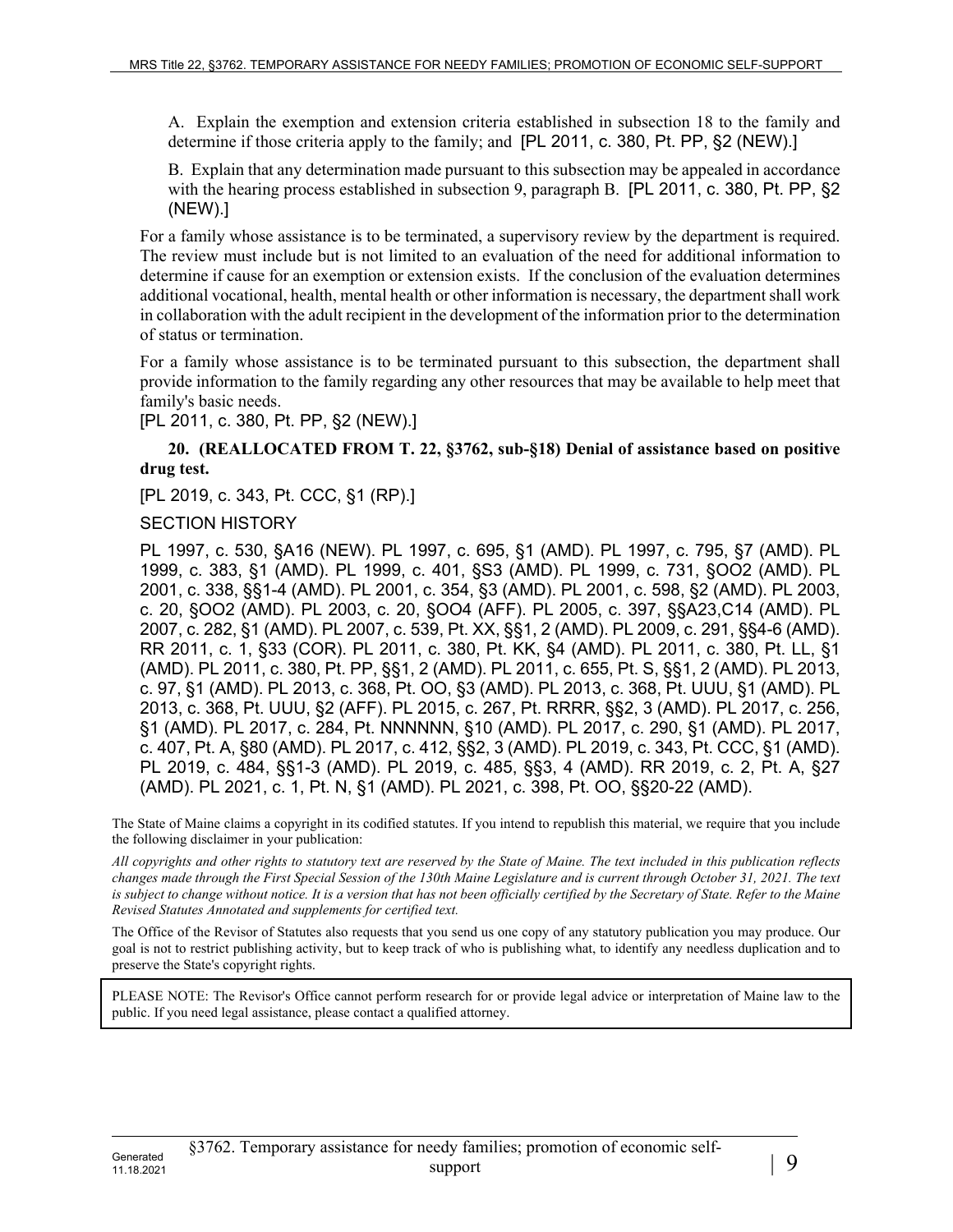A. Explain the exemption and extension criteria established in subsection 18 to the family and determine if those criteria apply to the family; and [PL 2011, c. 380, Pt. PP, §2 (NEW).]

B. Explain that any determination made pursuant to this subsection may be appealed in accordance with the hearing process established in subsection 9, paragraph B. [PL 2011, c. 380, Pt. PP, §2 (NEW).]

For a family whose assistance is to be terminated, a supervisory review by the department is required. The review must include but is not limited to an evaluation of the need for additional information to determine if cause for an exemption or extension exists. If the conclusion of the evaluation determines additional vocational, health, mental health or other information is necessary, the department shall work in collaboration with the adult recipient in the development of the information prior to the determination of status or termination.

For a family whose assistance is to be terminated pursuant to this subsection, the department shall provide information to the family regarding any other resources that may be available to help meet that family's basic needs.

[PL 2011, c. 380, Pt. PP, §2 (NEW).]

**20. (REALLOCATED FROM T. 22, §3762, sub-§18) Denial of assistance based on positive drug test.**

[PL 2019, c. 343, Pt. CCC, §1 (RP).]

SECTION HISTORY

PL 1997, c. 530, §A16 (NEW). PL 1997, c. 695, §1 (AMD). PL 1997, c. 795, §7 (AMD). PL 1999, c. 383, §1 (AMD). PL 1999, c. 401, §S3 (AMD). PL 1999, c. 731, §OO2 (AMD). PL 2001, c. 338, §§1-4 (AMD). PL 2001, c. 354, §3 (AMD). PL 2001, c. 598, §2 (AMD). PL 2003, c. 20, §OO2 (AMD). PL 2003, c. 20, §OO4 (AFF). PL 2005, c. 397, §§A23,C14 (AMD). PL 2007, c. 282, §1 (AMD). PL 2007, c. 539, Pt. XX, §§1, 2 (AMD). PL 2009, c. 291, §§4-6 (AMD). RR 2011, c. 1, §33 (COR). PL 2011, c. 380, Pt. KK, §4 (AMD). PL 2011, c. 380, Pt. LL, §1 (AMD). PL 2011, c. 380, Pt. PP, §§1, 2 (AMD). PL 2011, c. 655, Pt. S, §§1, 2 (AMD). PL 2013, c. 97, §1 (AMD). PL 2013, c. 368, Pt. OO, §3 (AMD). PL 2013, c. 368, Pt. UUU, §1 (AMD). PL 2013, c. 368, Pt. UUU, §2 (AFF). PL 2015, c. 267, Pt. RRRR, §§2, 3 (AMD). PL 2017, c. 256, §1 (AMD). PL 2017, c. 284, Pt. NNNNNN, §10 (AMD). PL 2017, c. 290, §1 (AMD). PL 2017, c. 407, Pt. A, §80 (AMD). PL 2017, c. 412, §§2, 3 (AMD). PL 2019, c. 343, Pt. CCC, §1 (AMD). PL 2019, c. 484, §§1-3 (AMD). PL 2019, c. 485, §§3, 4 (AMD). RR 2019, c. 2, Pt. A, §27 (AMD). PL 2021, c. 1, Pt. N, §1 (AMD). PL 2021, c. 398, Pt. OO, §§20-22 (AMD).

The State of Maine claims a copyright in its codified statutes. If you intend to republish this material, we require that you include the following disclaimer in your publication:

*All copyrights and other rights to statutory text are reserved by the State of Maine. The text included in this publication reflects changes made through the First Special Session of the 130th Maine Legislature and is current through October 31, 2021. The text is subject to change without notice. It is a version that has not been officially certified by the Secretary of State. Refer to the Maine Revised Statutes Annotated and supplements for certified text.*

The Office of the Revisor of Statutes also requests that you send us one copy of any statutory publication you may produce. Our goal is not to restrict publishing activity, but to keep track of who is publishing what, to identify any needless duplication and to preserve the State's copyright rights.

PLEASE NOTE: The Revisor's Office cannot perform research for or provide legal advice or interpretation of Maine law to the public. If you need legal assistance, please contact a qualified attorney.